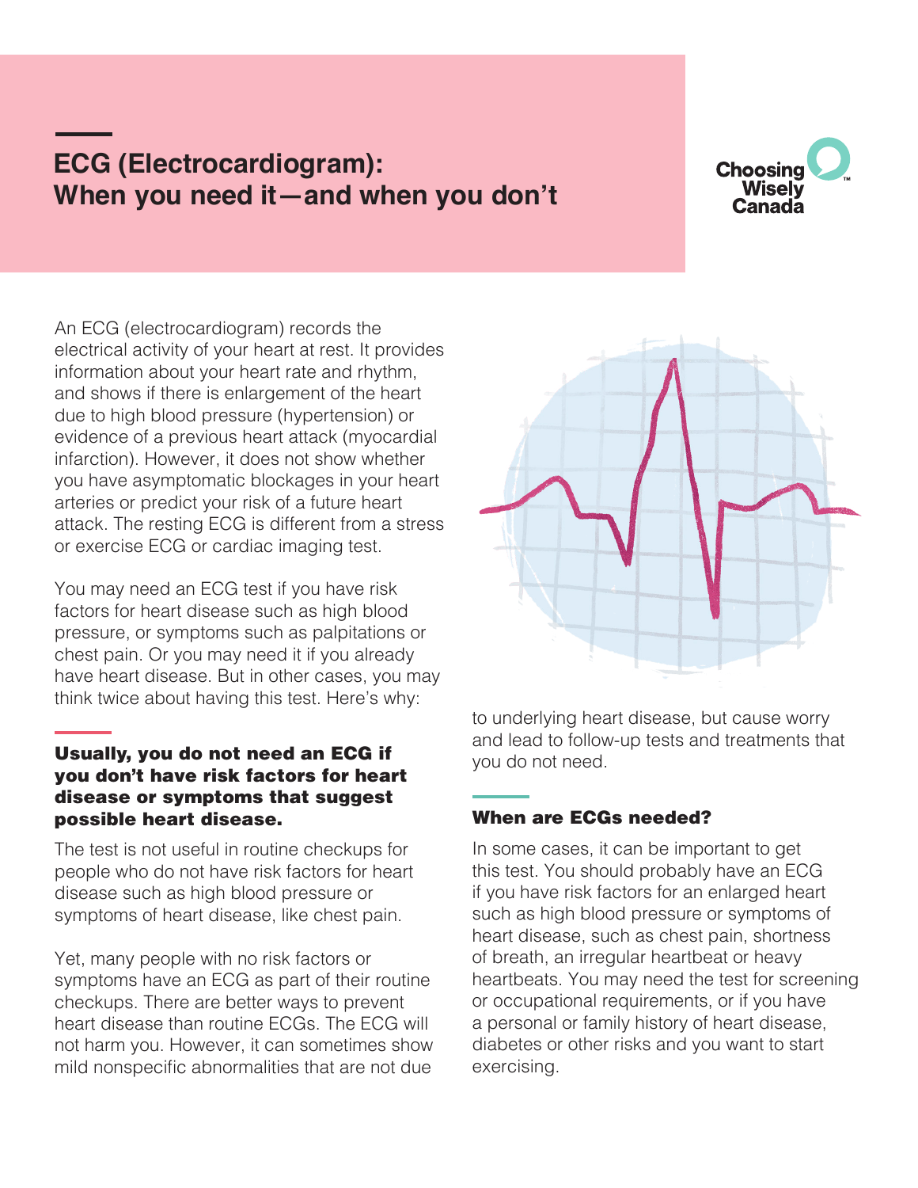# ECG (Electrocardiogram): When you need it—and when you don't

Choosing Wisely Canada

An ECG (electrocardiogram) records the electrical activity of your heart at rest. It provides information about your heart rate and rhythm, and shows if there is enlargement of the heart due to high blood pressure (hypertension) or evidence of a previous heart attack (myocardial infarction). However, it does not show whether you have asymptomatic blockages in your heart arteries or predict your risk of a future heart attack. The resting ECG is different from a stress or exercise ECG or cardiac imaging test.

You may need an ECG test if you have risk factors for heart disease such as high blood pressure, or symptoms such as palpitations or chest pain. Or you may need it if you already have heart disease. But in other cases, you may think twice about having this test. Here's why:

## Usually, you do not need an ECG if you don't have risk factors for heart disease or symptoms that suggest possible heart disease.

The test is not useful in routine checkups for people who do not have risk factors for heart disease such as high blood pressure or symptoms of heart disease, like chest pain.

Yet, many people with no risk factors or symptoms have an ECG as part of their routine checkups. There are better ways to prevent heart disease than routine ECGs. The ECG will not harm you. However, it can sometimes show mild nonspecific abnormalities that are not due to underlying heart disease, but cause worry and lead to follow-up tests and treatments that you do not need.

## When are ECGs needed?

In some cases, it can be important to get this test. You should probably have an ECG if you have risk factors for an enlarged heart such as high blood pressure or symptoms of heart disease, such as chest pain, shortness of breath, an irregular heartbeat or heavy heartbeats. You may need the test for screening or occupational requirements, or if you have a personal or family history of heart disease, diabetes or other risks and you want to start exercising.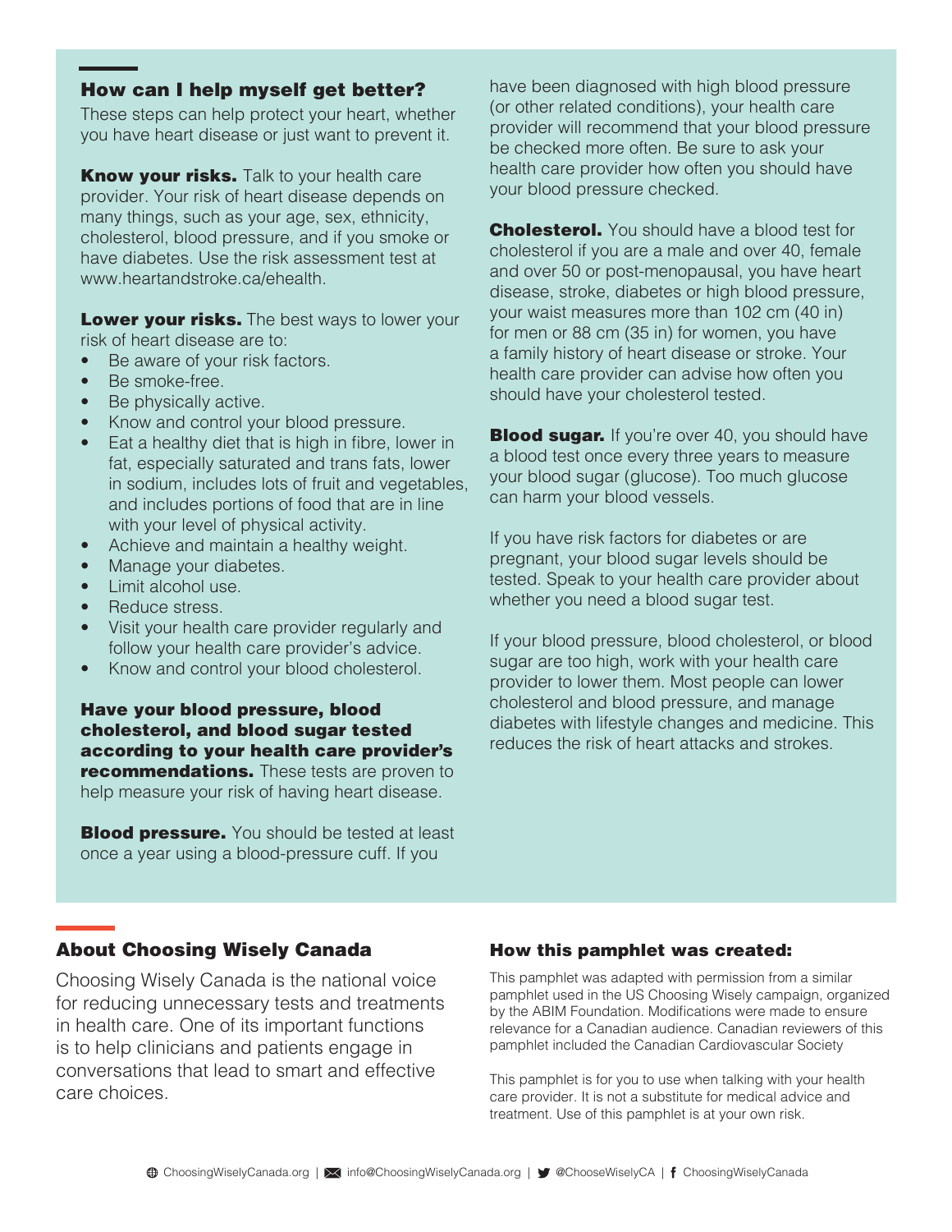## How can I help myself get better?

These steps can help protect your heart, whether you have heart disease or just want to prevent it.

**Know your risks.** Talk to your health care provider. Your risk of heart disease depends on many things, such as your age, sex, ethnicity, cholesterol, blood pressure, and if you smoke or have diabetes. Use the risk assessment test at www.heartandstroke.ca/ehealth.

**Lower your risks.** The best ways to lower your risk of heart disease are to:

- Be aware of your risk factors.
- Be smoke-free.
- Be physically active.
- Know and control your blood pressure.
- Eat a healthy diet that is high in fibre, lower in fat, especially saturated and trans fats, lower in sodium, includes lots of fruit and vegetables, and includes portions of food that are in line with your level of physical activity.
- Achieve and maintain a healthy weight.
- Manage your diabetes.
- Limit alcohol use.
- Reduce stress.
- Visit your health care provider regularly and follow your health care provider's advice.
- Know and control your blood cholesterol.

**Have your blood pressure, blood cholesterol, and blood sugar tested according to your health care provider's recommendations.** These tests are proven to help measure your risk of having heart disease.

**Blood pressure.** You should be tested at least once a year using a blood-pressure cuff. If you have been diagnosed with high blood pressure (or other related conditions), your health care provider will recommend that your blood pressure be checked more often. Be sure to ask your health care provider how often you should have your blood pressure checked.

**Cholesterol.** You should have a blood test for cholesterol if you are a male and over 40, female and over 50 or post-menopausal, you have heart disease, stroke, diabetes or high blood pressure, your waist measures more than 102 cm (40 in) for men or 88 cm (35 in) for women, you have a family history of heart disease or stroke. Your health care provider can advise how often you should have your cholesterol tested.

**Blood sugar.** If you're over 40, you should have a blood test once every three years to measure your blood sugar (glucose). Too much glucose can harm your blood vessels.

If you have risk factors for diabetes or are pregnant, your blood sugar levels should be tested. Speak to your health care provider about whether you need a blood sugar test.

If your blood pressure, blood cholesterol, or blood sugar are too high, work with your health care provider to lower them. Most people can lower cholesterol and blood pressure, and manage diabetes with lifestyle changes and medicine. This reduces the risk of heart attacks and strokes.

## About Choosing Wisely Canada

Choosing Wisely Canada is the national voice for reducing unnecessary tests and treatments in health care. One of its important functions is to help clinicians and patients engage in conversations that lead to smart and effective care choices.

### How this pamphlet was created:

This pamphlet was adapted with permission from a similar pamphlet used in the US Choosing Wisely campaign, organized by the ABIM Foundation. Modifications were made to ensure relevance for a Canadian audience. Canadian reviewers of this pamphlet included the Canadian Cardiovascular Society

This pamphlet is for you to use when talking with your health care provider. It is not a substitute for medical advice and treatment. Use of this pamphlet is at your own risk.

ChoosingWiselyCanada.org | info@ChoosingWiselyCanada.org | @ChooseWiselyCA | ChoosingWiselyCanada